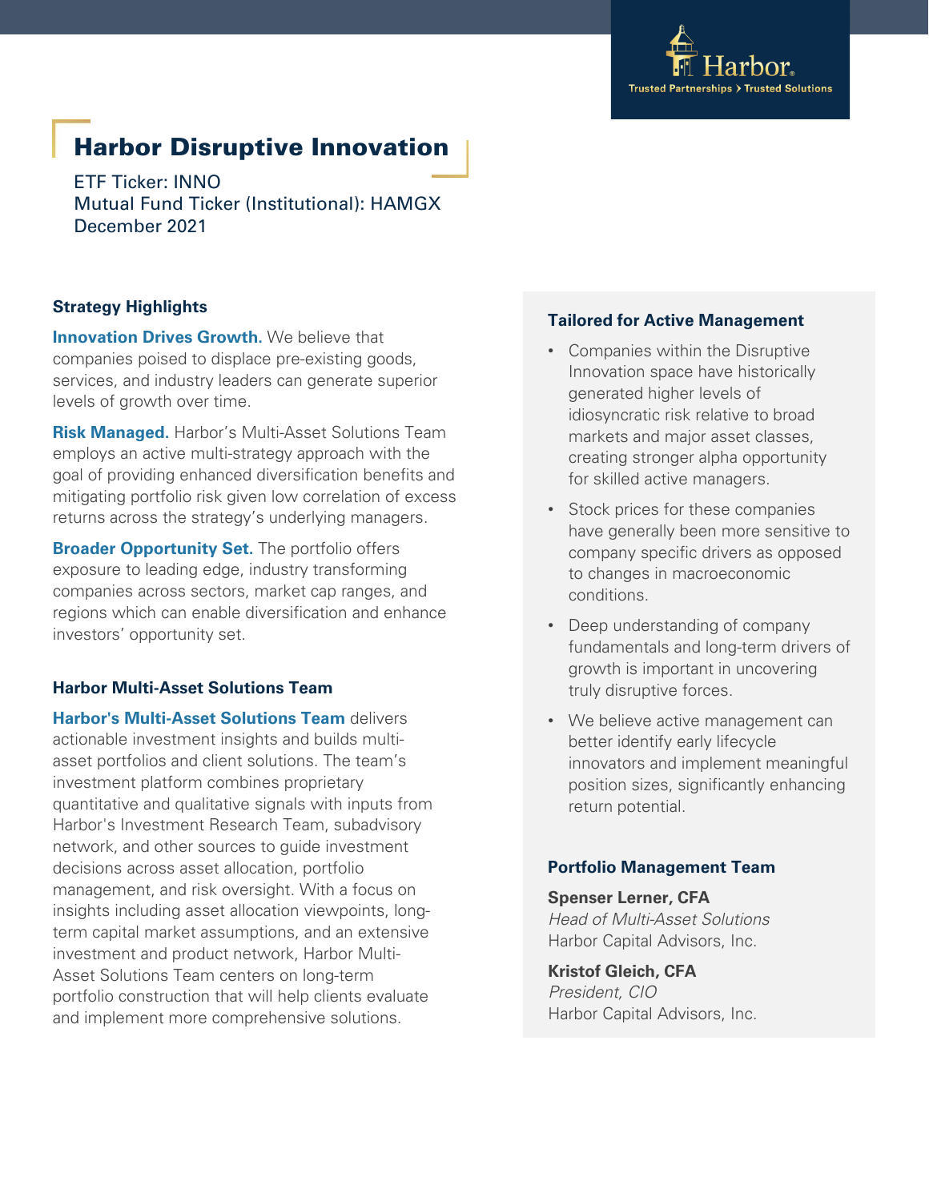# Harbor Disruptive Innovation

ETF Ticker: INNO
Mutual Fund Ticker (Institutional): HAMGX
December 2021

### Strategy Highlights

**Innovation Drives Growth.** We believe that companies poised to displace pre-existing goods, services, and industry leaders can generate superior levels of growth over time.

**Risk Managed.** Harbor's Multi-Asset Solutions Team employs an active multi-strategy approach with the goal of providing enhanced diversification benefits and mitigating portfolio risk given low correlation of excess returns across the strategy's underlying managers.

**Broader Opportunity Set.** The portfolio offers exposure to leading edge, industry transforming companies across sectors, market cap ranges, and regions which can enable diversification and enhance investors' opportunity set.

### Harbor Multi-Asset Solutions Team

**Harbor's Multi-Asset Solutions Team** delivers actionable investment insights and builds multi-asset portfolios and client solutions. The team's investment platform combines proprietary quantitative and qualitative signals with inputs from Harbor's Investment Research Team, subadvisory network, and other sources to guide investment decisions across asset allocation, portfolio management, and risk oversight. With a focus on insights including asset allocation viewpoints, long-term capital market assumptions, and an extensive investment and product network, Harbor Multi-Asset Solutions Team centers on long-term portfolio construction that will help clients evaluate and implement more comprehensive solutions.

### Tailored for Active Management

- Companies within the Disruptive Innovation space have historically generated higher levels of idiosyncratic risk relative to broad markets and major asset classes, creating stronger alpha opportunity for skilled active managers.
- Stock prices for these companies have generally been more sensitive to company specific drivers as opposed to changes in macroeconomic conditions.
- Deep understanding of company fundamentals and long-term drivers of growth is important in uncovering truly disruptive forces.
- We believe active management can better identify early lifecycle innovators and implement meaningful position sizes, significantly enhancing return potential.

### Portfolio Management Team

**Spenser Lerner, CFA**
*Head of Multi-Asset Solutions*
Harbor Capital Advisors, Inc.

**Kristof Gleich, CFA**
*President, CIO*
Harbor Capital Advisors, Inc.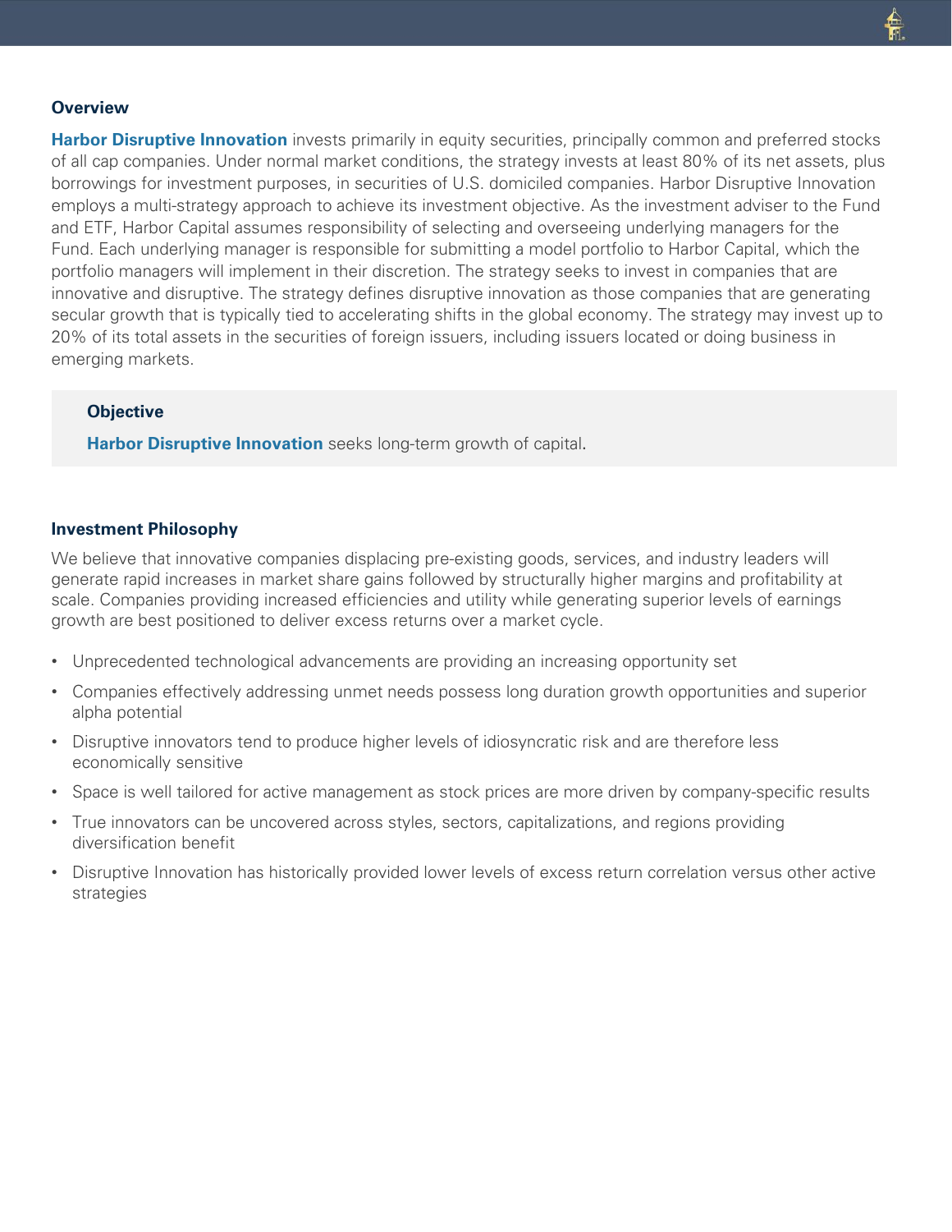## Overview

**Harbor Disruptive Innovation** invests primarily in equity securities, principally common and preferred stocks of all cap companies. Under normal market conditions, the strategy invests at least 80% of its net assets, plus borrowings for investment purposes, in securities of U.S. domiciled companies. Harbor Disruptive Innovation employs a multi-strategy approach to achieve its investment objective. As the investment adviser to the Fund and ETF, Harbor Capital assumes responsibility of selecting and overseeing underlying managers for the Fund. Each underlying manager is responsible for submitting a model portfolio to Harbor Capital, which the portfolio managers will implement in their discretion. The strategy seeks to invest in companies that are innovative and disruptive. The strategy defines disruptive innovation as those companies that are generating secular growth that is typically tied to accelerating shifts in the global economy. The strategy may invest up to 20% of its total assets in the securities of foreign issuers, including issuers located or doing business in emerging markets.

### Objective

**Harbor Disruptive Innovation** seeks long-term growth of capital.

## Investment Philosophy

We believe that innovative companies displacing pre-existing goods, services, and industry leaders will generate rapid increases in market share gains followed by structurally higher margins and profitability at scale. Companies providing increased efficiencies and utility while generating superior levels of earnings growth are best positioned to deliver excess returns over a market cycle.

- Unprecedented technological advancements are providing an increasing opportunity set
- Companies effectively addressing unmet needs possess long duration growth opportunities and superior alpha potential
- Disruptive innovators tend to produce higher levels of idiosyncratic risk and are therefore less economically sensitive
- Space is well tailored for active management as stock prices are more driven by company-specific results
- True innovators can be uncovered across styles, sectors, capitalizations, and regions providing diversification benefit
- Disruptive Innovation has historically provided lower levels of excess return correlation versus other active strategies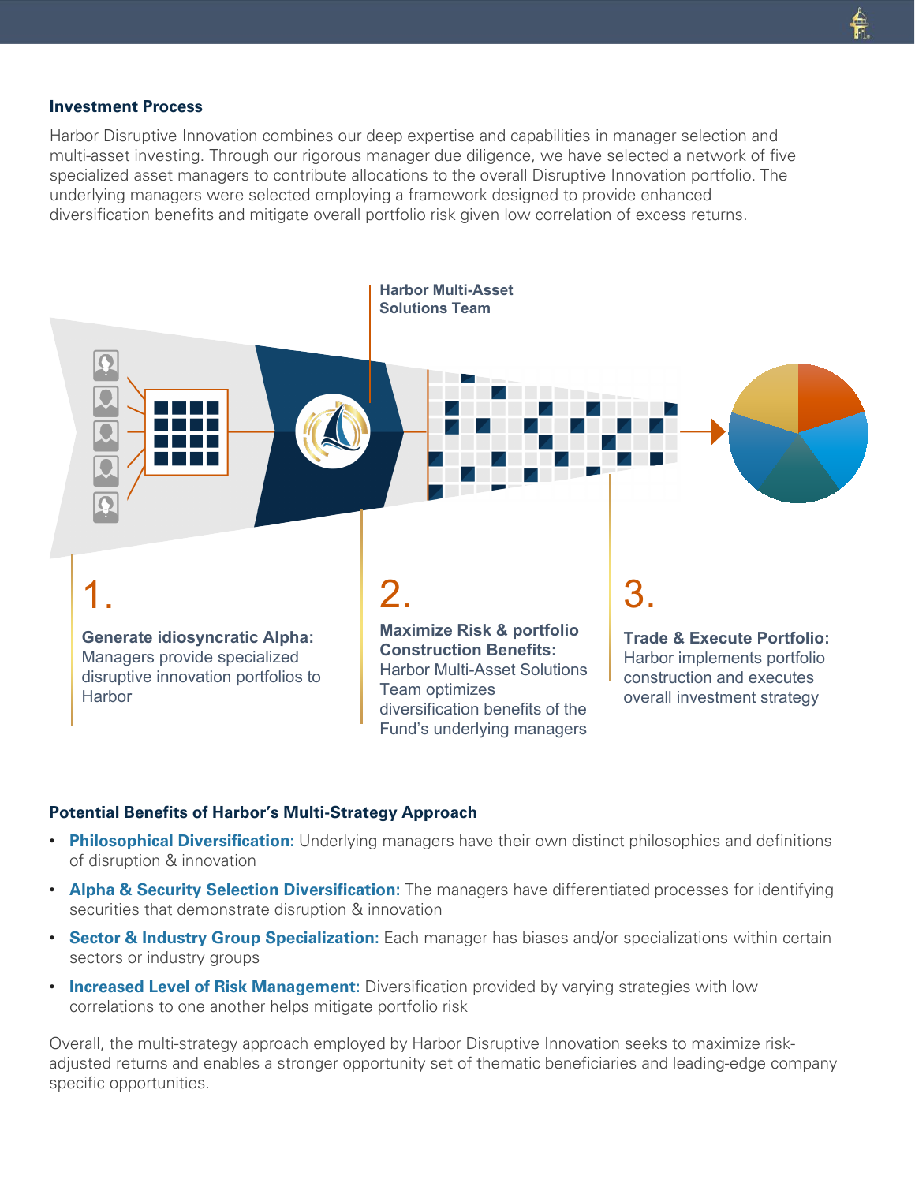## Investment Process

Harbor Disruptive Innovation combines our deep expertise and capabilities in manager selection and multi-asset investing. Through our rigorous manager due diligence, we have selected a network of five specialized asset managers to contribute allocations to the overall Disruptive Innovation portfolio. The underlying managers were selected employing a framework designed to provide enhanced diversification benefits and mitigate overall portfolio risk given low correlation of excess returns.

**Harbor Multi-Asset Solutions Team**

1. **Generate idiosyncratic Alpha:** Managers provide specialized disruptive innovation portfolios to Harbor

2. **Maximize Risk & portfolio Construction Benefits:** Harbor Multi-Asset Solutions Team optimizes diversification benefits of the Fund's underlying managers

3. **Trade & Execute Portfolio:** Harbor implements portfolio construction and executes overall investment strategy

## Potential Benefits of Harbor's Multi-Strategy Approach

- **Philosophical Diversification:** Underlying managers have their own distinct philosophies and definitions of disruption & innovation
- **Alpha & Security Selection Diversification:** The managers have differentiated processes for identifying securities that demonstrate disruption & innovation
- **Sector & Industry Group Specialization:** Each manager has biases and/or specializations within certain sectors or industry groups
- **Increased Level of Risk Management:** Diversification provided by varying strategies with low correlations to one another helps mitigate portfolio risk

Overall, the multi-strategy approach employed by Harbor Disruptive Innovation seeks to maximize risk-adjusted returns and enables a stronger opportunity set of thematic beneficiaries and leading-edge company specific opportunities.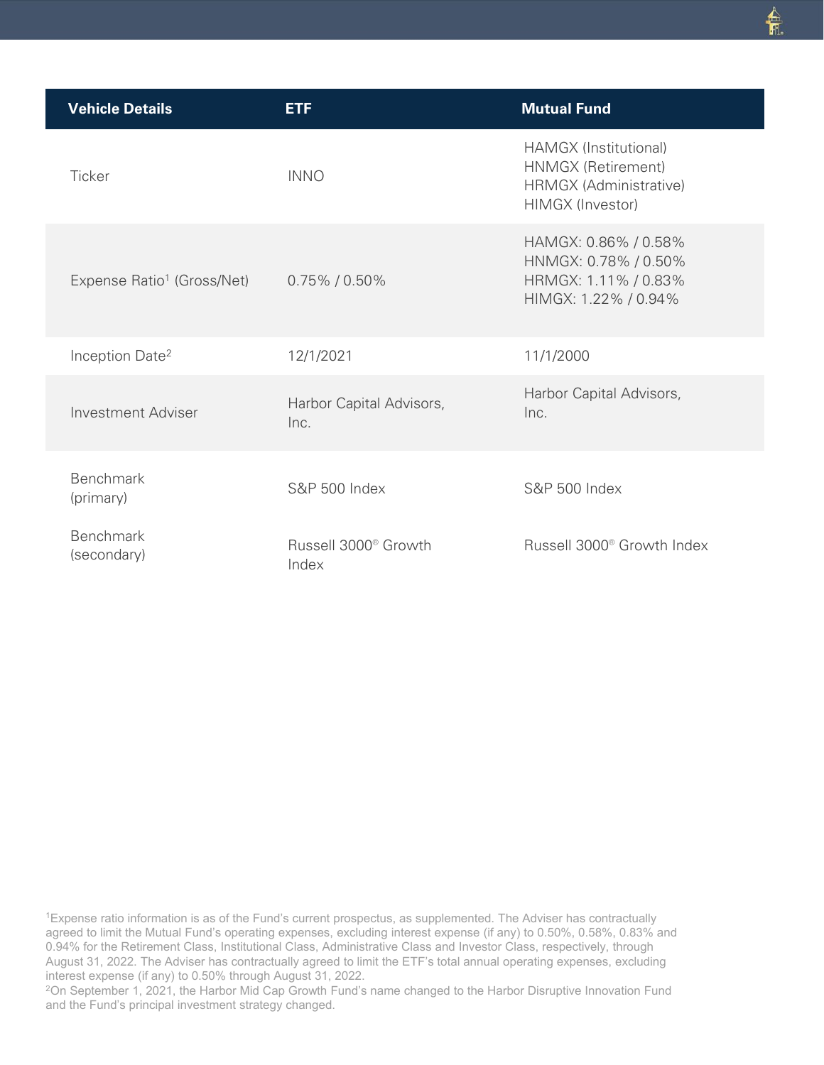| Vehicle Details | ETF | Mutual Fund |
|---|---|---|
| Ticker | INNO | HAMGX (Institutional)<br>HNMGX (Retirement)<br>HRMGX (Administrative)<br>HIMGX (Investor) |
| Expense Ratio[1] (Gross/Net) | 0.75% / 0.50% | HAMGX: 0.86% / 0.58%<br>HNMGX: 0.78% / 0.50%<br>HRMGX: 1.11% / 0.83%<br>HIMGX: 1.22% / 0.94% |
| Inception Date[2] | 12/1/2021 | 11/1/2000 |
| Investment Adviser | Harbor Capital Advisors, Inc. | Harbor Capital Advisors, Inc. |
| Benchmark (primary) | S&P 500 Index | S&P 500 Index |
| Benchmark (secondary) | Russell 3000® Growth Index | Russell 3000® Growth Index |

[1]Expense ratio information is as of the Fund's current prospectus, as supplemented. The Adviser has contractually agreed to limit the Mutual Fund's operating expenses, excluding interest expense (if any) to 0.50%, 0.58%, 0.83% and 0.94% for the Retirement Class, Institutional Class, Administrative Class and Investor Class, respectively, through August 31, 2022. The Adviser has contractually agreed to limit the ETF's total annual operating expenses, excluding interest expense (if any) to 0.50% through August 31, 2022.

[2]On September 1, 2021, the Harbor Mid Cap Growth Fund's name changed to the Harbor Disruptive Innovation Fund and the Fund's principal investment strategy changed.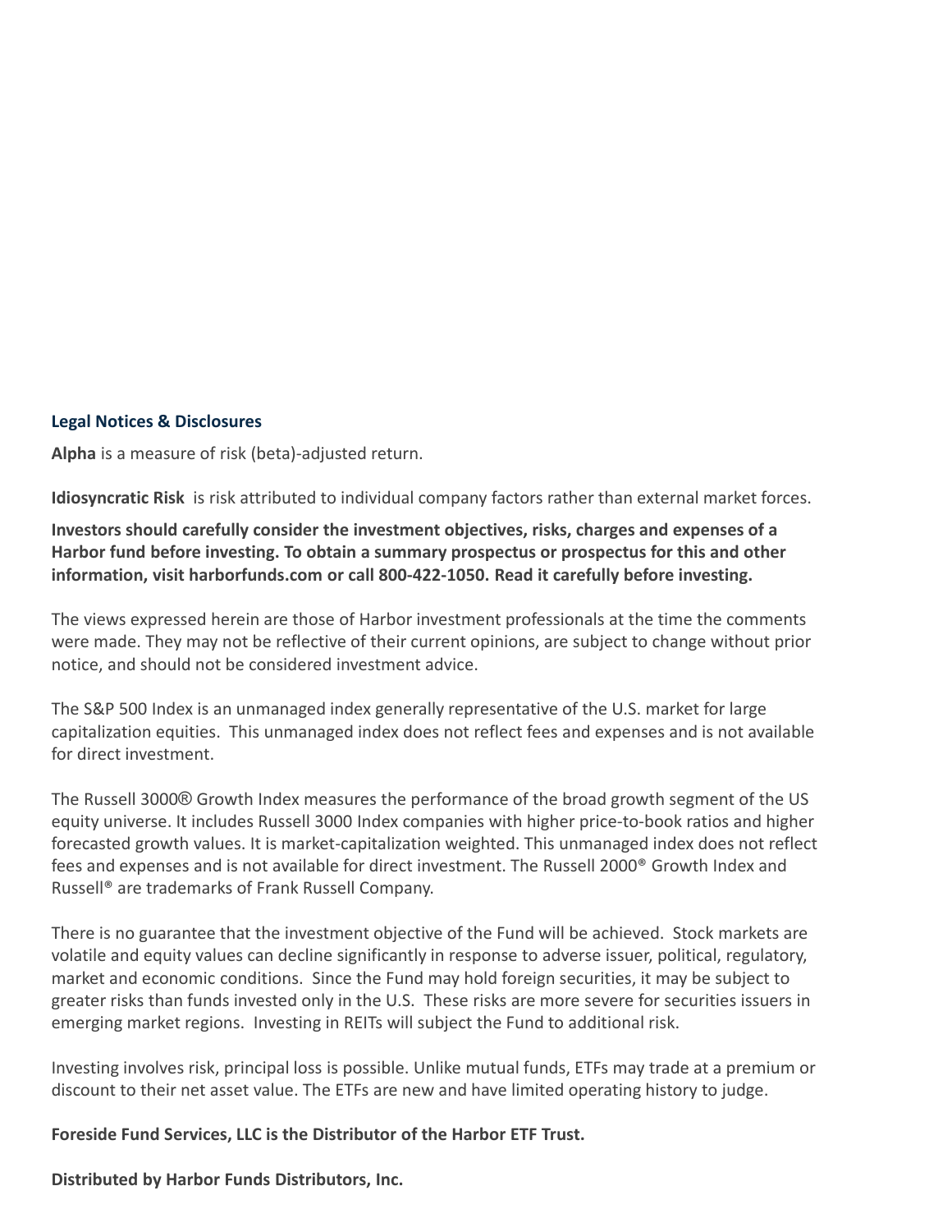## Legal Notices & Disclosures

**Alpha** is a measure of risk (beta)-adjusted return.

**Idiosyncratic Risk** is risk attributed to individual company factors rather than external market forces.

**Investors should carefully consider the investment objectives, risks, charges and expenses of a Harbor fund before investing. To obtain a summary prospectus or prospectus for this and other information, visit harborfunds.com or call 800-422-1050. Read it carefully before investing.**

The views expressed herein are those of Harbor investment professionals at the time the comments were made. They may not be reflective of their current opinions, are subject to change without prior notice, and should not be considered investment advice.

The S&P 500 Index is an unmanaged index generally representative of the U.S. market for large capitalization equities. This unmanaged index does not reflect fees and expenses and is not available for direct investment.

The Russell 3000® Growth Index measures the performance of the broad growth segment of the US equity universe. It includes Russell 3000 Index companies with higher price-to-book ratios and higher forecasted growth values. It is market-capitalization weighted. This unmanaged index does not reflect fees and expenses and is not available for direct investment. The Russell 2000® Growth Index and Russell® are trademarks of Frank Russell Company.

There is no guarantee that the investment objective of the Fund will be achieved. Stock markets are volatile and equity values can decline significantly in response to adverse issuer, political, regulatory, market and economic conditions. Since the Fund may hold foreign securities, it may be subject to greater risks than funds invested only in the U.S. These risks are more severe for securities issuers in emerging market regions. Investing in REITs will subject the Fund to additional risk.

Investing involves risk, principal loss is possible. Unlike mutual funds, ETFs may trade at a premium or discount to their net asset value. The ETFs are new and have limited operating history to judge.

**Foreside Fund Services, LLC is the Distributor of the Harbor ETF Trust.**

**Distributed by Harbor Funds Distributors, Inc.**